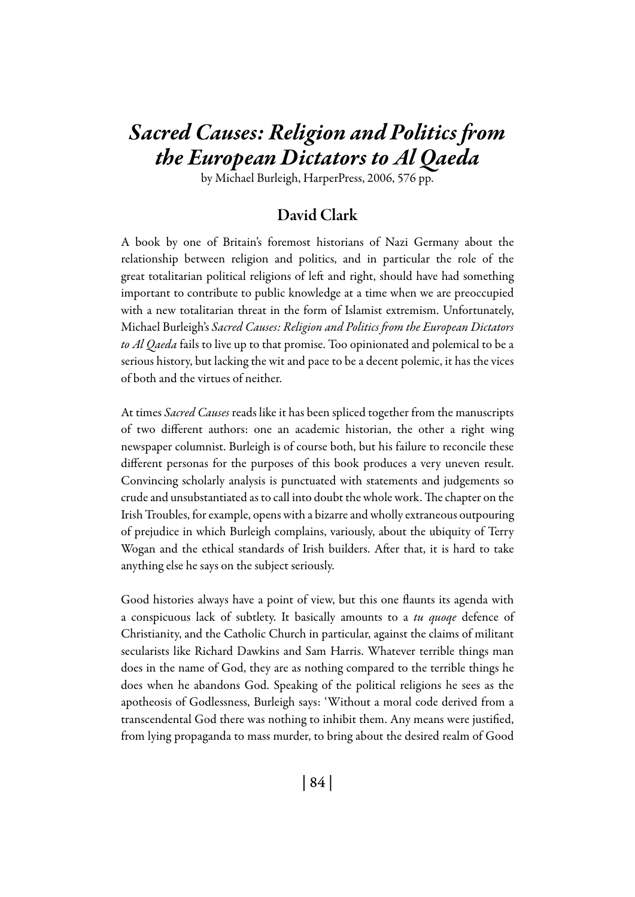# *Sacred Causes: Religion and Politics from the European Dictators to Al Qaeda*

by Michael Burleigh, HarperPress, 2006, 576 pp.

## David Clark

A book by one of Britain's foremost historians of Nazi Germany about the relationship between religion and politics, and in particular the role of the great totalitarian political religions of left and right, should have had something important to contribute to public knowledge at a time when we are preoccupied with a new totalitarian threat in the form of Islamist extremism. Unfortunately, Michael Burleigh's *Sacred Causes: Religion and Politics from the European Dictators to Al Qaeda* fails to live up to that promise. Too opinionated and polemical to be a serious history, but lacking the wit and pace to be a decent polemic, it has the vices of both and the virtues of neither.

At times *Sacred Causes* reads like it has been spliced together from the manuscripts of two different authors: one an academic historian, the other a right wing newspaper columnist. Burleigh is of course both, but his failure to reconcile these different personas for the purposes of this book produces a very uneven result. Convincing scholarly analysis is punctuated with statements and judgements so crude and unsubstantiated as to call into doubt the whole work. The chapter on the Irish Troubles, for example, opens with a bizarre and wholly extraneous outpouring of prejudice in which Burleigh complains, variously, about the ubiquity of Terry Wogan and the ethical standards of Irish builders. After that, it is hard to take anything else he says on the subject seriously.

Good histories always have a point of view, but this one flaunts its agenda with a conspicuous lack of subtlety. It basically amounts to a *tu quoqe* defence of Christianity, and the Catholic Church in particular, against the claims of militant secularists like Richard Dawkins and Sam Harris. Whatever terrible things man does in the name of God, they are as nothing compared to the terrible things he does when he abandons God. Speaking of the political religions he sees as the apotheosis of Godlessness, Burleigh says: 'Without a moral code derived from a transcendental God there was nothing to inhibit them. Any means were justified, from lying propaganda to mass murder, to bring about the desired realm of Good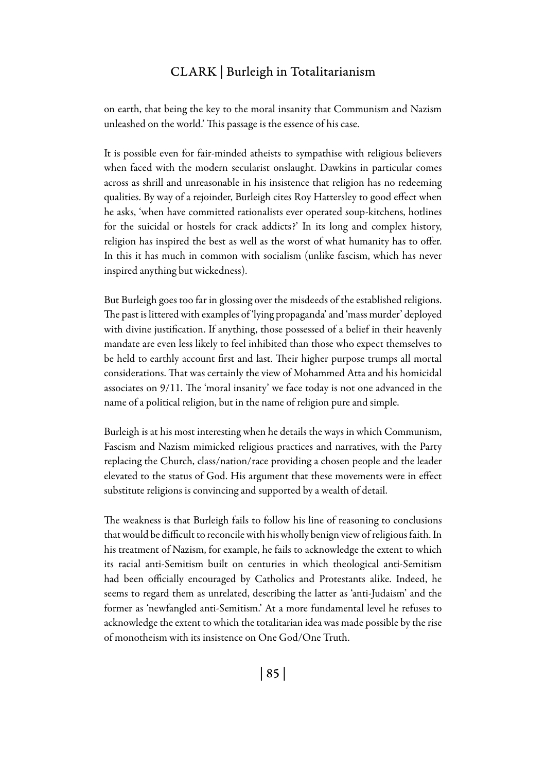on earth, that being the key to the moral insanity that Communism and Nazism unleashed on the world.' This passage is the essence of his case.

It is possible even for fair-minded atheists to sympathise with religious believers when faced with the modern secularist onslaught. Dawkins in particular comes across as shrill and unreasonable in his insistence that religion has no redeeming qualities. By way of a rejoinder, Burleigh cites Roy Hattersley to good effect when he asks, 'when have committed rationalists ever operated soup-kitchens, hotlines for the suicidal or hostels for crack addicts?' In its long and complex history, religion has inspired the best as well as the worst of what humanity has to offer. In this it has much in common with socialism (unlike fascism, which has never inspired anything but wickedness).

But Burleigh goes too far in glossing over the misdeeds of the established religions. The past is littered with examples of 'lying propaganda' and 'mass murder' deployed with divine justification. If anything, those possessed of a belief in their heavenly mandate are even less likely to feel inhibited than those who expect themselves to be held to earthly account first and last. Their higher purpose trumps all mortal considerations. That was certainly the view of Mohammed Atta and his homicidal associates on 9/11. The 'moral insanity' we face today is not one advanced in the name of a political religion, but in the name of religion pure and simple.

Burleigh is at his most interesting when he details the ways in which Communism, Fascism and Nazism mimicked religious practices and narratives, with the Party replacing the Church, class/nation/race providing a chosen people and the leader elevated to the status of God. His argument that these movements were in effect substitute religions is convincing and supported by a wealth of detail.

The weakness is that Burleigh fails to follow his line of reasoning to conclusions that would be difficult to reconcile with his wholly benign view of religious faith. In his treatment of Nazism, for example, he fails to acknowledge the extent to which its racial anti-Semitism built on centuries in which theological anti-Semitism had been officially encouraged by Catholics and Protestants alike. Indeed, he seems to regard them as unrelated, describing the latter as 'anti-Judaism' and the former as 'newfangled anti-Semitism.' At a more fundamental level he refuses to acknowledge the extent to which the totalitarian idea was made possible by the rise of monotheism with its insistence on One God/One Truth.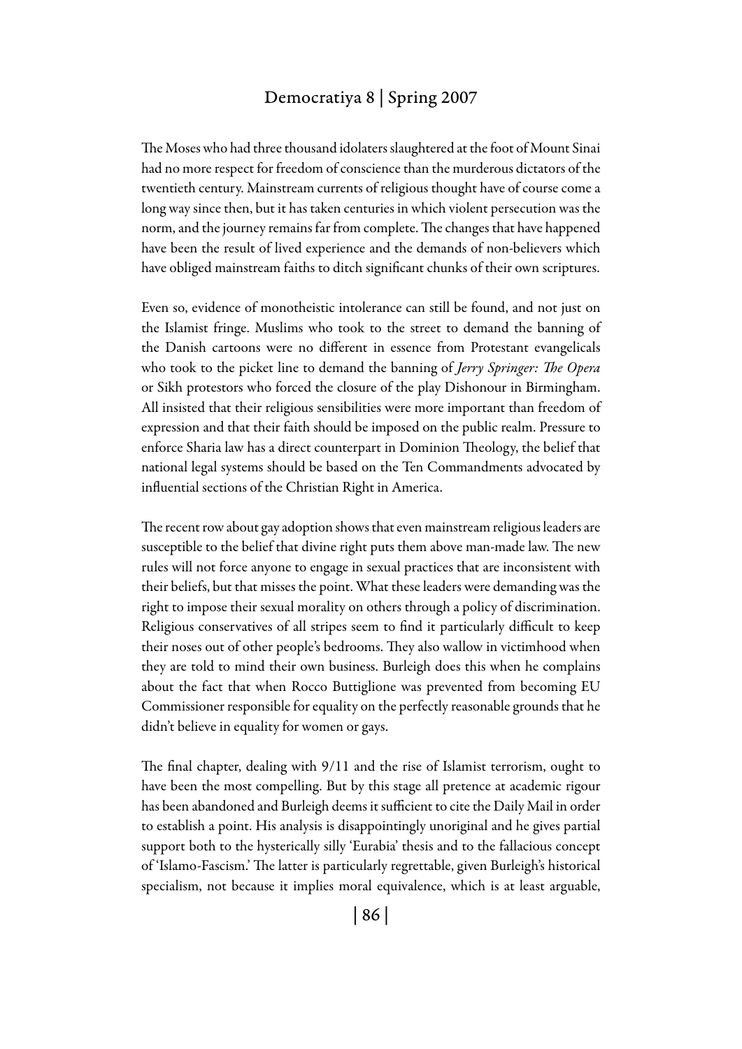The Moses who had three thousand idolaters slaughtered at the foot of Mount Sinai had no more respect for freedom of conscience than the murderous dictators of the twentieth century. Mainstream currents of religious thought have of course come a long way since then, but it has taken centuries in which violent persecution was the norm, and the journey remains far from complete. The changes that have happened have been the result of lived experience and the demands of non-believers which have obliged mainstream faiths to ditch significant chunks of their own scriptures.

Even so, evidence of monotheistic intolerance can still be found, and not just on the Islamist fringe. Muslims who took to the street to demand the banning of the Danish cartoons were no different in essence from Protestant evangelicals who took to the picket line to demand the banning of *Jerry Springer: The Opera* or Sikh protestors who forced the closure of the play Dishonour in Birmingham. All insisted that their religious sensibilities were more important than freedom of expression and that their faith should be imposed on the public realm. Pressure to enforce Sharia law has a direct counterpart in Dominion Theology, the belief that national legal systems should be based on the Ten Commandments advocated by influential sections of the Christian Right in America.

The recent row about gay adoption shows that even mainstream religious leaders are susceptible to the belief that divine right puts them above man-made law. The new rules will not force anyone to engage in sexual practices that are inconsistent with their beliefs, but that misses the point. What these leaders were demanding was the right to impose their sexual morality on others through a policy of discrimination. Religious conservatives of all stripes seem to find it particularly difficult to keep their noses out of other people's bedrooms. They also wallow in victimhood when they are told to mind their own business. Burleigh does this when he complains about the fact that when Rocco Buttiglione was prevented from becoming EU Commissioner responsible for equality on the perfectly reasonable grounds that he didn't believe in equality for women or gays.

The final chapter, dealing with 9/11 and the rise of Islamist terrorism, ought to have been the most compelling. But by this stage all pretence at academic rigour has been abandoned and Burleigh deems it sufficient to cite the Daily Mail in order to establish a point. His analysis is disappointingly unoriginal and he gives partial support both to the hysterically silly 'Eurabia' thesis and to the fallacious concept of 'Islamo-Fascism.' The latter is particularly regrettable, given Burleigh's historical specialism, not because it implies moral equivalence, which is at least arguable,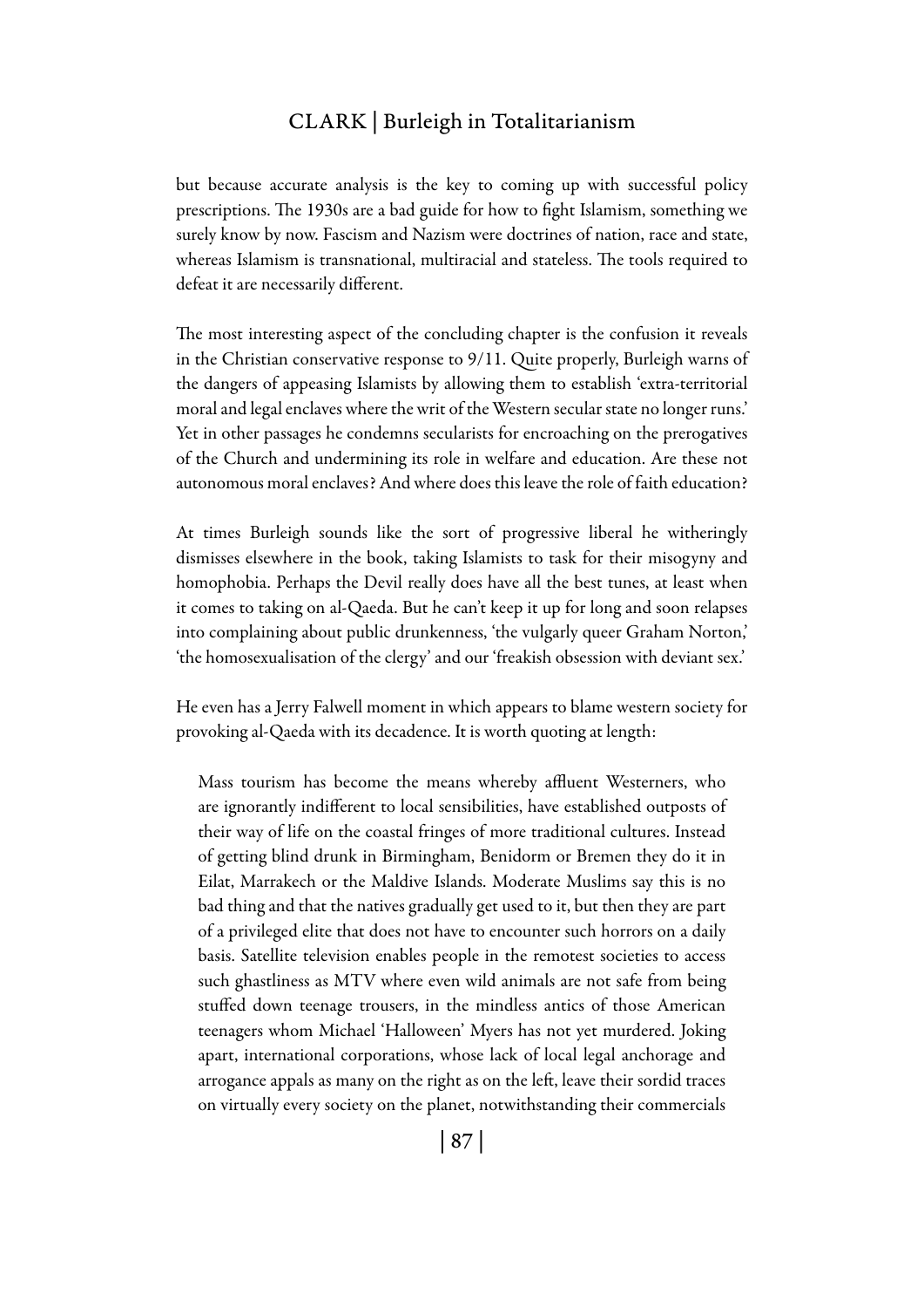but because accurate analysis is the key to coming up with successful policy prescriptions. The 1930s are a bad guide for how to fight Islamism, something we surely know by now. Fascism and Nazism were doctrines of nation, race and state, whereas Islamism is transnational, multiracial and stateless. The tools required to defeat it are necessarily different.

The most interesting aspect of the concluding chapter is the confusion it reveals in the Christian conservative response to 9/11. Quite properly, Burleigh warns of the dangers of appeasing Islamists by allowing them to establish 'extra-territorial moral and legal enclaves where the writ of the Western secular state no longer runs.' Yet in other passages he condemns secularists for encroaching on the prerogatives of the Church and undermining its role in welfare and education. Are these not autonomous moral enclaves? And where does this leave the role of faith education?

At times Burleigh sounds like the sort of progressive liberal he witheringly dismisses elsewhere in the book, taking Islamists to task for their misogyny and homophobia. Perhaps the Devil really does have all the best tunes, at least when it comes to taking on al-Qaeda. But he can't keep it up for long and soon relapses into complaining about public drunkenness, 'the vulgarly queer Graham Norton,' 'the homosexualisation of the clergy' and our 'freakish obsession with deviant sex.'

He even has a Jerry Falwell moment in which appears to blame western society for provoking al-Qaeda with its decadence. It is worth quoting at length:

> Mass tourism has become the means whereby affluent Westerners, who are ignorantly indifferent to local sensibilities, have established outposts of their way of life on the coastal fringes of more traditional cultures. Instead of getting blind drunk in Birmingham, Benidorm or Bremen they do it in Eilat, Marrakech or the Maldive Islands. Moderate Muslims say this is no bad thing and that the natives gradually get used to it, but then they are part of a privileged elite that does not have to encounter such horrors on a daily basis. Satellite television enables people in the remotest societies to access such ghastliness as MTV where even wild animals are not safe from being stuffed down teenage trousers, in the mindless antics of those American teenagers whom Michael 'Halloween' Myers has not yet murdered. Joking apart, international corporations, whose lack of local legal anchorage and arrogance appals as many on the right as on the left, leave their sordid traces on virtually every society on the planet, notwithstanding their commercials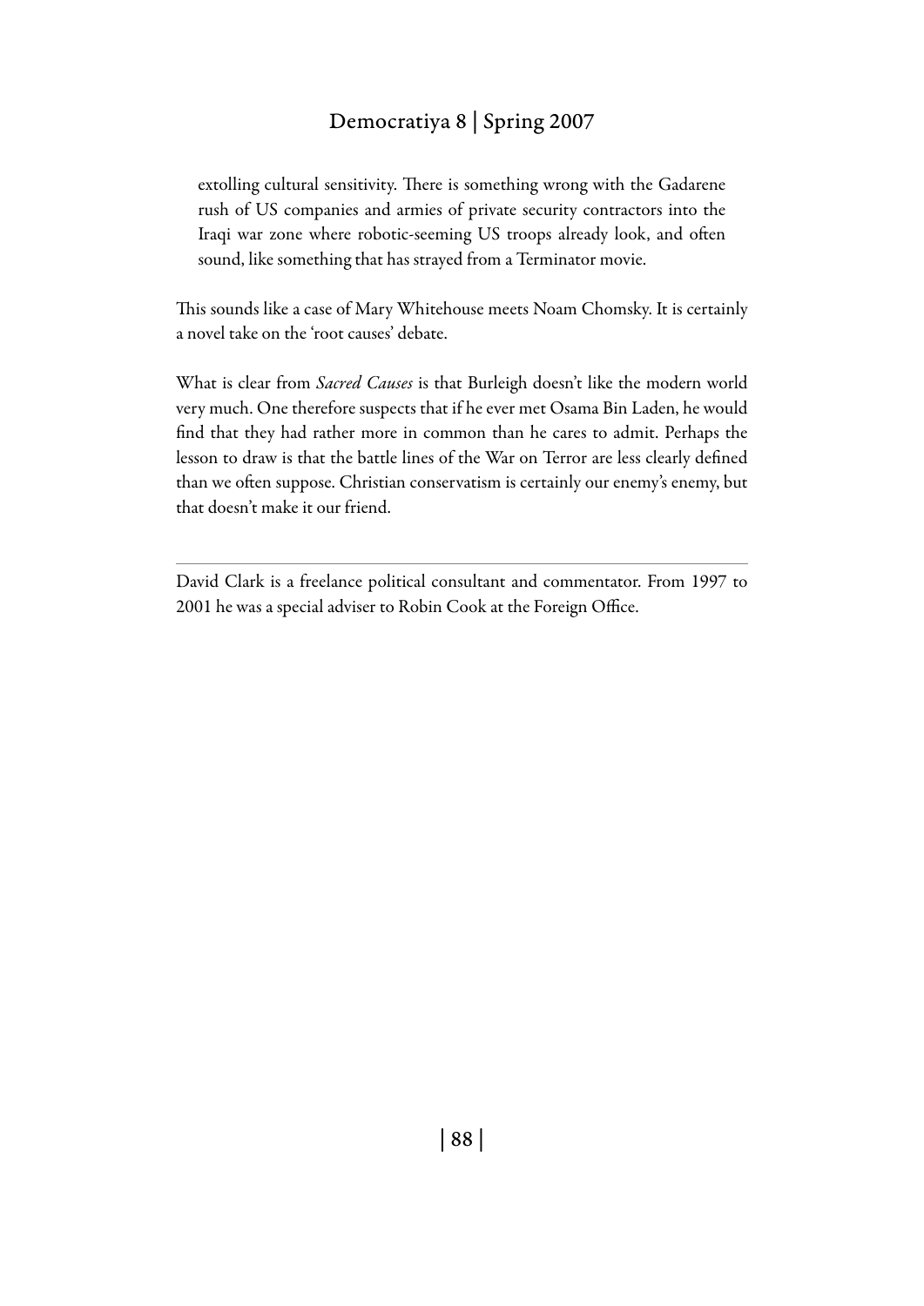> extolling cultural sensitivity. There is something wrong with the Gadarene rush of US companies and armies of private security contractors into the Iraqi war zone where robotic-seeming US troops already look, and often sound, like something that has strayed from a Terminator movie.

This sounds like a case of Mary Whitehouse meets Noam Chomsky. It is certainly a novel take on the 'root causes' debate.

What is clear from *Sacred Causes* is that Burleigh doesn't like the modern world very much. One therefore suspects that if he ever met Osama Bin Laden, he would find that they had rather more in common than he cares to admit. Perhaps the lesson to draw is that the battle lines of the War on Terror are less clearly defined than we often suppose. Christian conservatism is certainly our enemy's enemy, but that doesn't make it our friend.

---

David Clark is a freelance political consultant and commentator. From 1997 to 2001 he was a special adviser to Robin Cook at the Foreign Office.